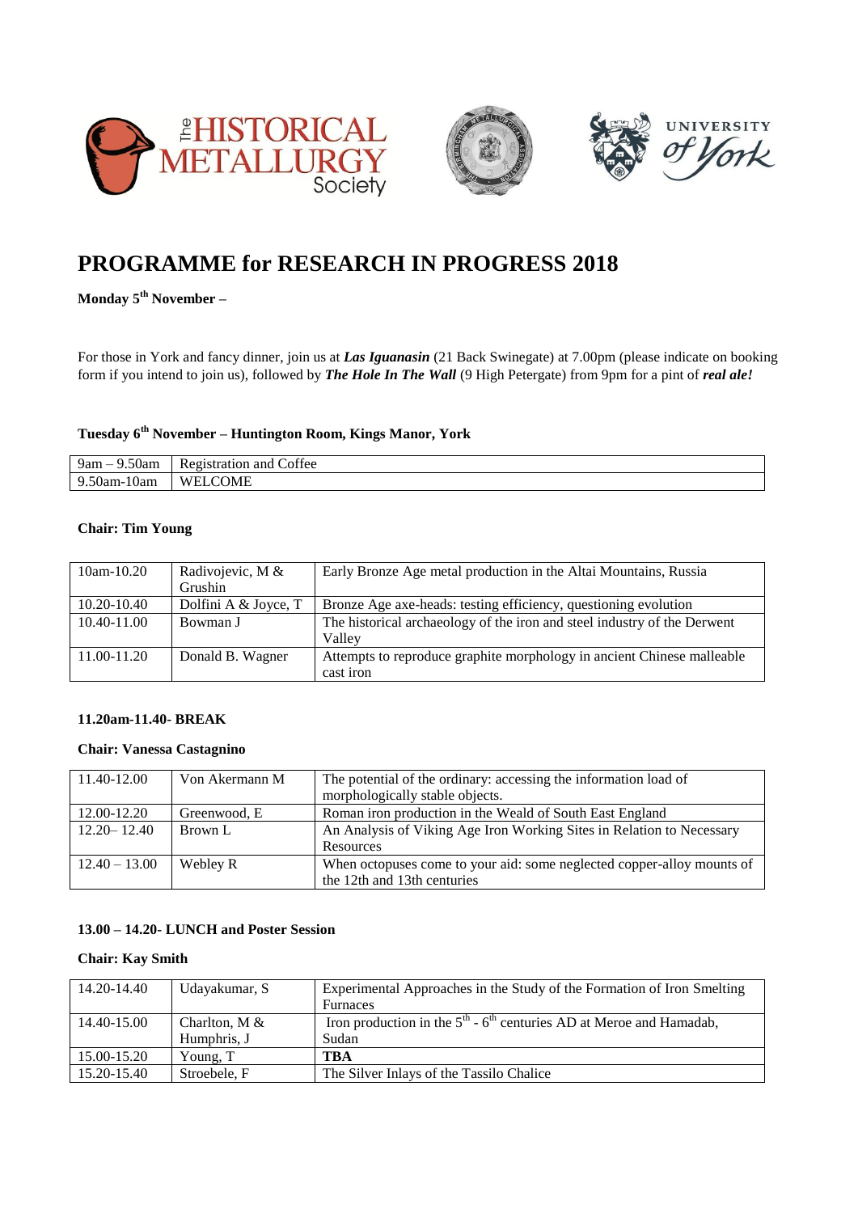# PROGRAMME for RESEARCH IN PROGRESS 2018

**Monday 5th November –**

For those in York and fancy dinner, join us at ***Las Iguanasin*** (21 Back Swinegate) at 7.00pm (please indicate on booking form if you intend to join us), followed by ***The Hole In The Wall*** (9 High Petergate) from 9pm for a pint of ***real ale!***

**Tuesday 6th November – Huntington Room, Kings Manor, York**

| | |
|---|---|
| 9am – 9.50am | Registration and Coffee |
| 9.50am-10am | WELCOME |

**Chair: Tim Young**

| | | |
|---|---|---|
| 10am-10.20 | Radivojevic, M & Grushin | Early Bronze Age metal production in the Altai Mountains, Russia |
| 10.20-10.40 | Dolfini A & Joyce, T | Bronze Age axe-heads: testing efficiency, questioning evolution |
| 10.40-11.00 | Bowman J | The historical archaeology of the iron and steel industry of the Derwent Valley |
| 11.00-11.20 | Donald B. Wagner | Attempts to reproduce graphite morphology in ancient Chinese malleable cast iron |

**11.20am-11.40- BREAK**

**Chair: Vanessa Castagnino**

| | | |
|---|---|---|
| 11.40-12.00 | Von Akermann M | The potential of the ordinary: accessing the information load of morphologically stable objects. |
| 12.00-12.20 | Greenwood, E | Roman iron production in the Weald of South East England |
| 12.20– 12.40 | Brown L | An Analysis of Viking Age Iron Working Sites in Relation to Necessary Resources |
| 12.40 – 13.00 | Webley R | When octopuses come to your aid: some neglected copper-alloy mounts of the 12th and 13th centuries |

**13.00 – 14.20- LUNCH and Poster Session**

**Chair: Kay Smith**

| | | |
|---|---|---|
| 14.20-14.40 | Udayakumar, S | Experimental Approaches in the Study of the Formation of Iron Smelting Furnaces |
| 14.40-15.00 | Charlton, M & Humphris, J | Iron production in the 5th - 6th centuries AD at Meroe and Hamadab, Sudan |
| 15.00-15.20 | Young, T | **TBA** |
| 15.20-15.40 | Stroebele, F | The Silver Inlays of the Tassilo Chalice |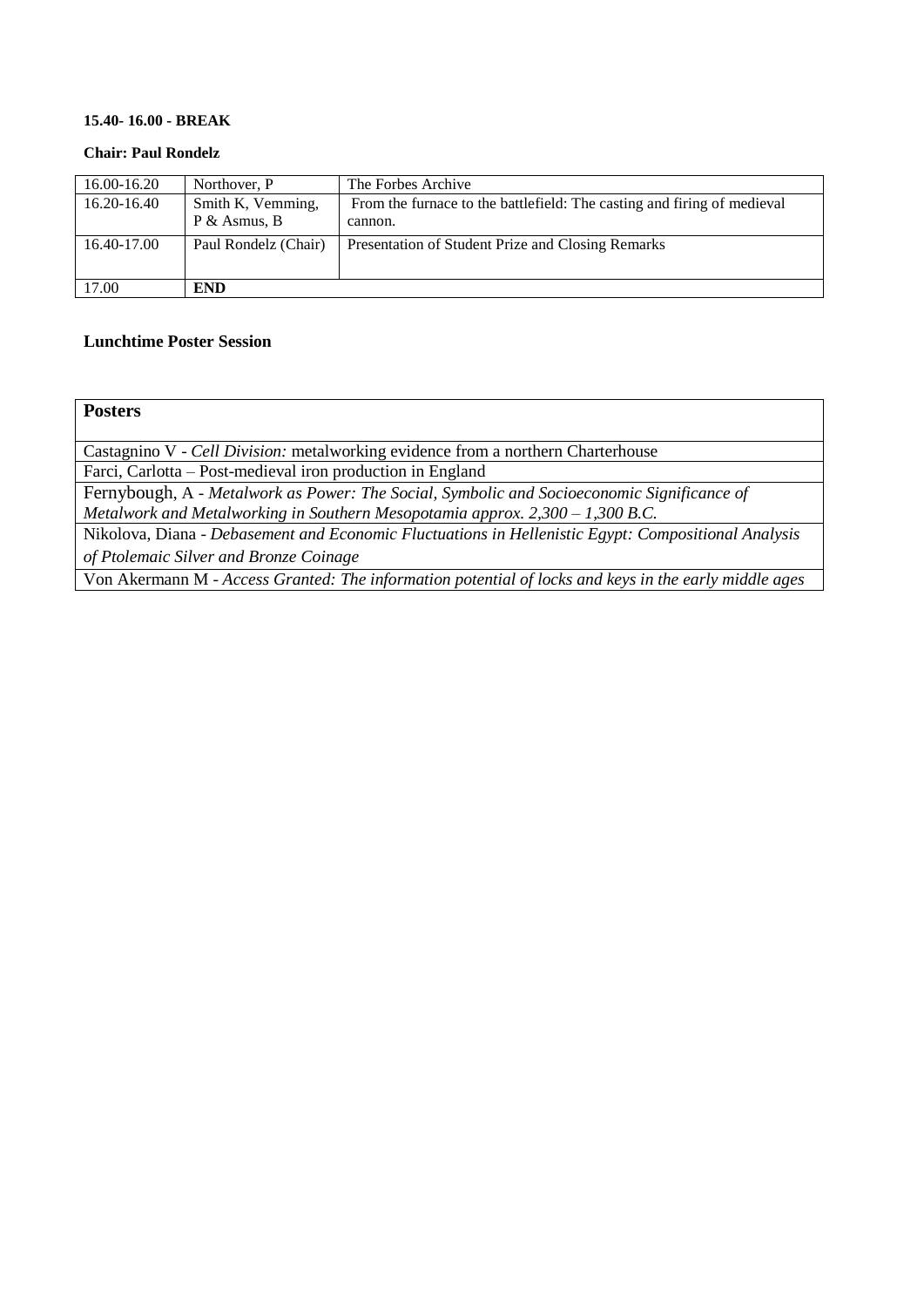**15.40- 16.00 - BREAK**

**Chair: Paul Rondelz**

| | | |
|---|---|---|
| 16.00-16.20 | Northover, P | The Forbes Archive |
| 16.20-16.40 | Smith K, Vemming, P & Asmus, B | From the furnace to the battlefield: The casting and firing of medieval cannon. |
| 16.40-17.00 | Paul Rondelz (Chair) | Presentation of Student Prize and Closing Remarks |
| 17.00 | **END** | |

**Lunchtime Poster Session**

| **Posters** |
|---|
| Castagnino V - *Cell Division:* metalworking evidence from a northern Charterhouse |
| Farci, Carlotta – Post-medieval iron production in England |
| Fernybough, A - *Metalwork as Power: The Social, Symbolic and Socioeconomic Significance of Metalwork and Metalworking in Southern Mesopotamia approx. 2,300 – 1,300 B.C.* |
| Nikolova, Diana - *Debasement and Economic Fluctuations in Hellenistic Egypt: Compositional Analysis of Ptolemaic Silver and Bronze Coinage* |
| Von Akermann M - *Access Granted: The information potential of locks and keys in the early middle ages* |